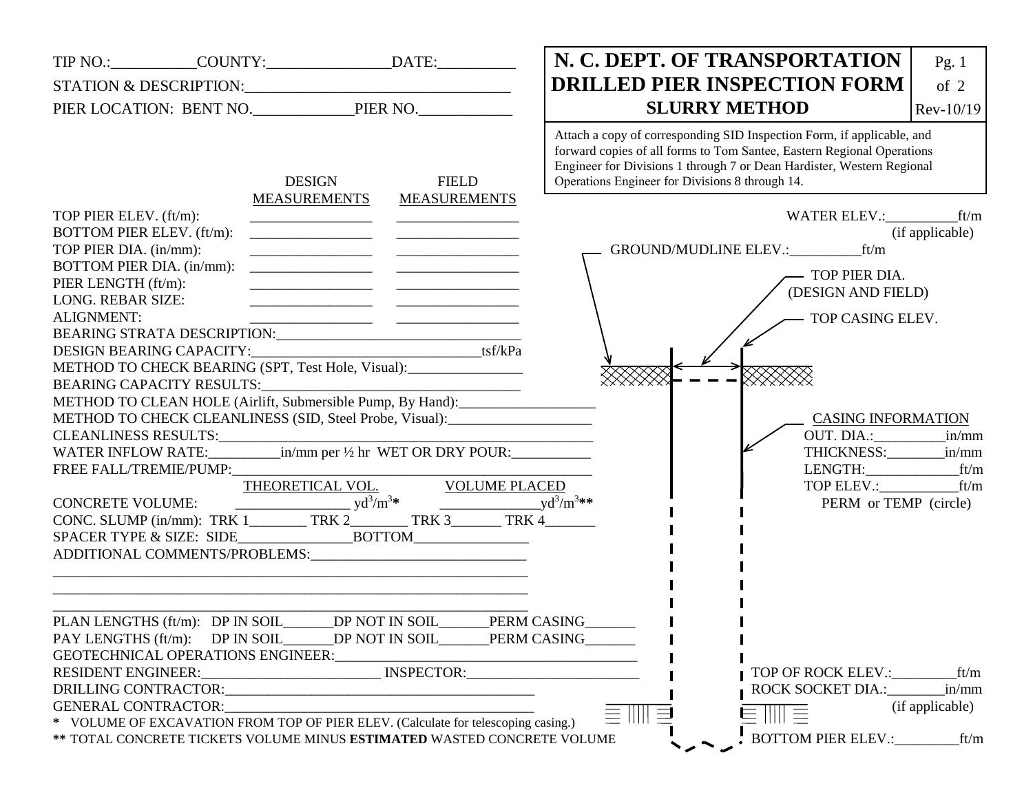TIP NO.:___________COUNTY:________________DATE:__________

STATION & DESCRIPTION:__________________________________

PIER LOCATION: BENT NO._____________PIER NO.____________

# N. C. DEPT. OF TRANSPORTATION
# DRILLED PIER INSPECTION FORM
## SLURRY METHOD

Pg. 1 of 2 Rev-10/19

Attach a copy of corresponding SID Inspection Form, if applicable, and forward copies of all forms to Tom Santee, Eastern Regional Operations Engineer for Divisions 1 through 7 or Dean Hardister, Western Regional Operations Engineer for Divisions 8 through 14.

| | DESIGN MEASUREMENTS | FIELD MEASUREMENTS |
|---|---|---|
| TOP PIER ELEV. (ft/m): | ________________ | ________________ |
| BOTTOM PIER ELEV. (ft/m): | ________________ | ________________ |
| TOP PIER DIA. (in/mm): | ________________ | ________________ |
| BOTTOM PIER DIA. (in/mm): | ________________ | ________________ |
| PIER LENGTH (ft/m): | ________________ | ________________ |
| LONG. REBAR SIZE: | ________________ | ________________ |
| ALIGNMENT: | ________________ | ________________ |

BEARING STRATA DESCRIPTION:__________________________________

DESIGN BEARING CAPACITY:________________________________tsf/kPa

METHOD TO CHECK BEARING (SPT, Test Hole, Visual):________________

BEARING CAPACITY RESULTS:___________________________________

METHOD TO CLEAN HOLE (Airlift, Submersible Pump, By Hand):___________________

METHOD TO CHECK CLEANLINESS (SID, Steel Probe, Visual):____________________

CLEANLINESS RESULTS:____________________________________________________

WATER INFLOW RATE:__________in/mm per ½ hr WET OR DRY POUR:___________

FREE FALL/TREMIE/PUMP:__________________________________________________

| | THEORETICAL VOL. | VOLUME PLACED |
|---|---|---|
| CONCRETE VOLUME: | ________________ $yd^3/m^3$* | ______________ $yd^3/m^3$** |

CONC. SLUMP (in/mm): TRK 1________ TRK 2________ TRK 3_______ TRK 4_______

SPACER TYPE & SIZE: SIDE________________BOTTOM________________

ADDITIONAL COMMENTS/PROBLEMS:_______________________________

____________________________________________________________________

____________________________________________________________________

____________________________________________________________________

PLAN LENGTHS (ft/m): DP IN SOIL_______DP NOT IN SOIL_______PERM CASING_______

PAY LENGTHS (ft/m): DP IN SOIL_______DP NOT IN SOIL_______PERM CASING_______

GEOTECHNICAL OPERATIONS ENGINEER:____________________________________________

RESIDENT ENGINEER:_________________________ INSPECTOR:_________________________

DRILLING CONTRACTOR:_____________________________________________

GENERAL CONTRACTOR:_____________________________________________

\* VOLUME OF EXCAVATION FROM TOP OF PIER ELEV. (Calculate for telescoping casing.)

\*\* TOTAL CONCRETE TICKETS VOLUME MINUS **ESTIMATED** WASTED CONCRETE VOLUME

WATER ELEV.:__________ft/m (if applicable)

GROUND/MUDLINE ELEV.:__________ft/m

TOP PIER DIA. (DESIGN AND FIELD)

TOP CASING ELEV.

CASING INFORMATION

OUT. DIA.:__________in/mm

THICKNESS:________in/mm

LENGTH:_____________ft/m

TOP ELEV.:___________ft/m

PERM or TEMP (circle)

TOP OF ROCK ELEV.:_________ft/m

ROCK SOCKET DIA.:________in/mm (if applicable)

BOTTOM PIER ELEV.:_________ft/m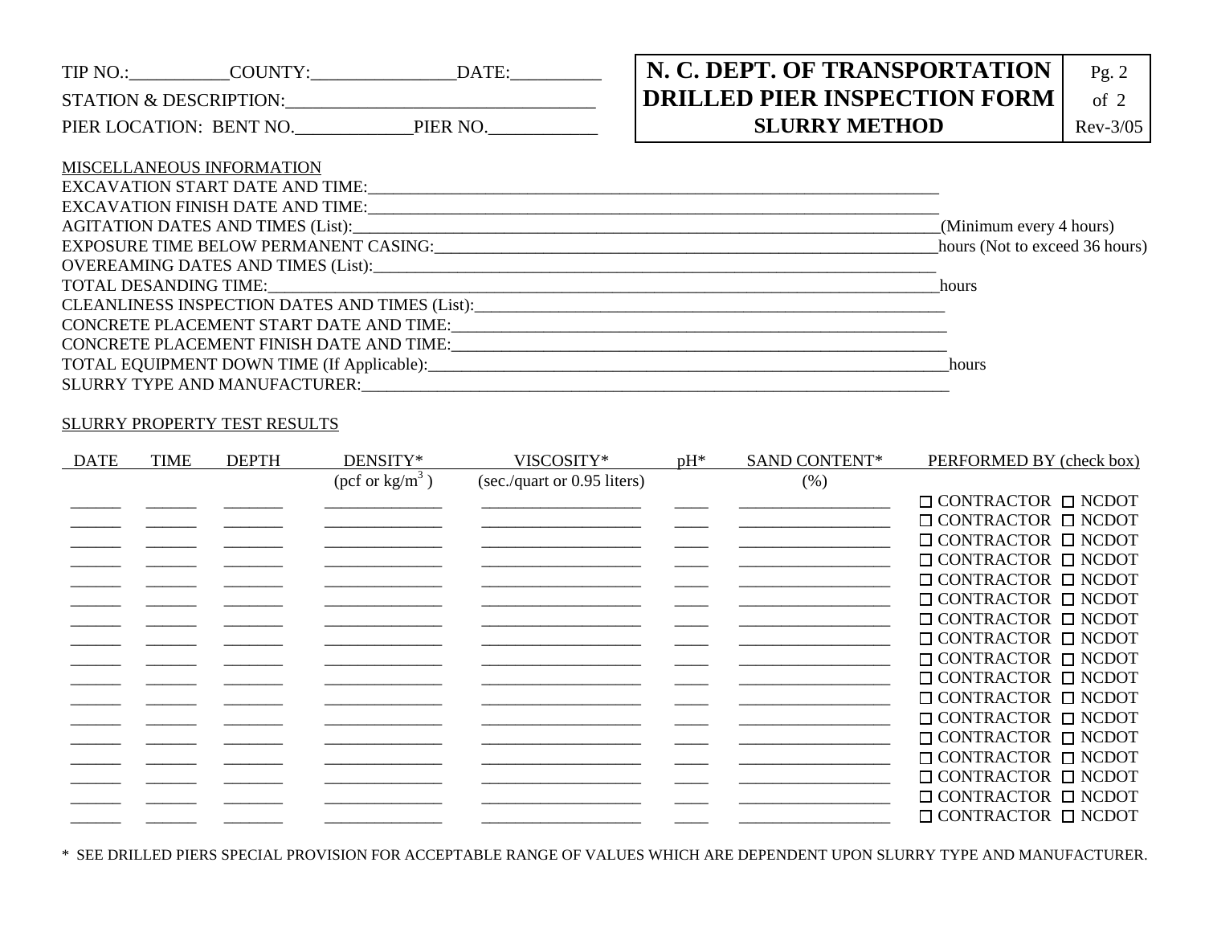TIP NO.:___________COUNTY:________________DATE:__________

STATION & DESCRIPTION:__________________________________

PIER LOCATION: BENT NO._____________PIER NO.____________

# N. C. DEPT. OF TRANSPORTATION
# DRILLED PIER INSPECTION FORM
## SLURRY METHOD

Pg. 2 of 2 Rev-3/05

MISCELLANEOUS INFORMATION

EXCAVATION START DATE AND TIME:_______________________________________

EXCAVATION FINISH DATE AND TIME:_______________________________________

AGITATION DATES AND TIMES (List):_______________________________________(Minimum every 4 hours)

EXPOSURE TIME BELOW PERMANENT CASING:_______________________________hours (Not to exceed 36 hours)

OVEREAMING DATES AND TIMES (List):_______________________________________

TOTAL DESANDING TIME:_______________________________________hours

CLEANLINESS INSPECTION DATES AND TIMES (List):_______________________________________

CONCRETE PLACEMENT START DATE AND TIME:_______________________________________

CONCRETE PLACEMENT FINISH DATE AND TIME:_______________________________________

TOTAL EQUIPMENT DOWN TIME (If Applicable):_______________________________________hours

SLURRY TYPE AND MANUFACTURER:_______________________________________

SLURRY PROPERTY TEST RESULTS

| DATE | TIME | DEPTH | DENSITY* (pcf or kg/m$^3$) | VISCOSITY* (sec./quart or 0.95 liters) | pH* | SAND CONTENT* (%) | PERFORMED BY (check box) |
|---|---|---|---|---|---|---|---|
| | | | | | | | ☐ CONTRACTOR ☐ NCDOT |
| | | | | | | | ☐ CONTRACTOR ☐ NCDOT |
| | | | | | | | ☐ CONTRACTOR ☐ NCDOT |
| | | | | | | | ☐ CONTRACTOR ☐ NCDOT |
| | | | | | | | ☐ CONTRACTOR ☐ NCDOT |
| | | | | | | | ☐ CONTRACTOR ☐ NCDOT |
| | | | | | | | ☐ CONTRACTOR ☐ NCDOT |
| | | | | | | | ☐ CONTRACTOR ☐ NCDOT |
| | | | | | | | ☐ CONTRACTOR ☐ NCDOT |
| | | | | | | | ☐ CONTRACTOR ☐ NCDOT |
| | | | | | | | ☐ CONTRACTOR ☐ NCDOT |
| | | | | | | | ☐ CONTRACTOR ☐ NCDOT |
| | | | | | | | ☐ CONTRACTOR ☐ NCDOT |
| | | | | | | | ☐ CONTRACTOR ☐ NCDOT |
| | | | | | | | ☐ CONTRACTOR ☐ NCDOT |
| | | | | | | | ☐ CONTRACTOR ☐ NCDOT |
| | | | | | | | ☐ CONTRACTOR ☐ NCDOT |

* SEE DRILLED PIERS SPECIAL PROVISION FOR ACCEPTABLE RANGE OF VALUES WHICH ARE DEPENDENT UPON SLURRY TYPE AND MANUFACTURER.